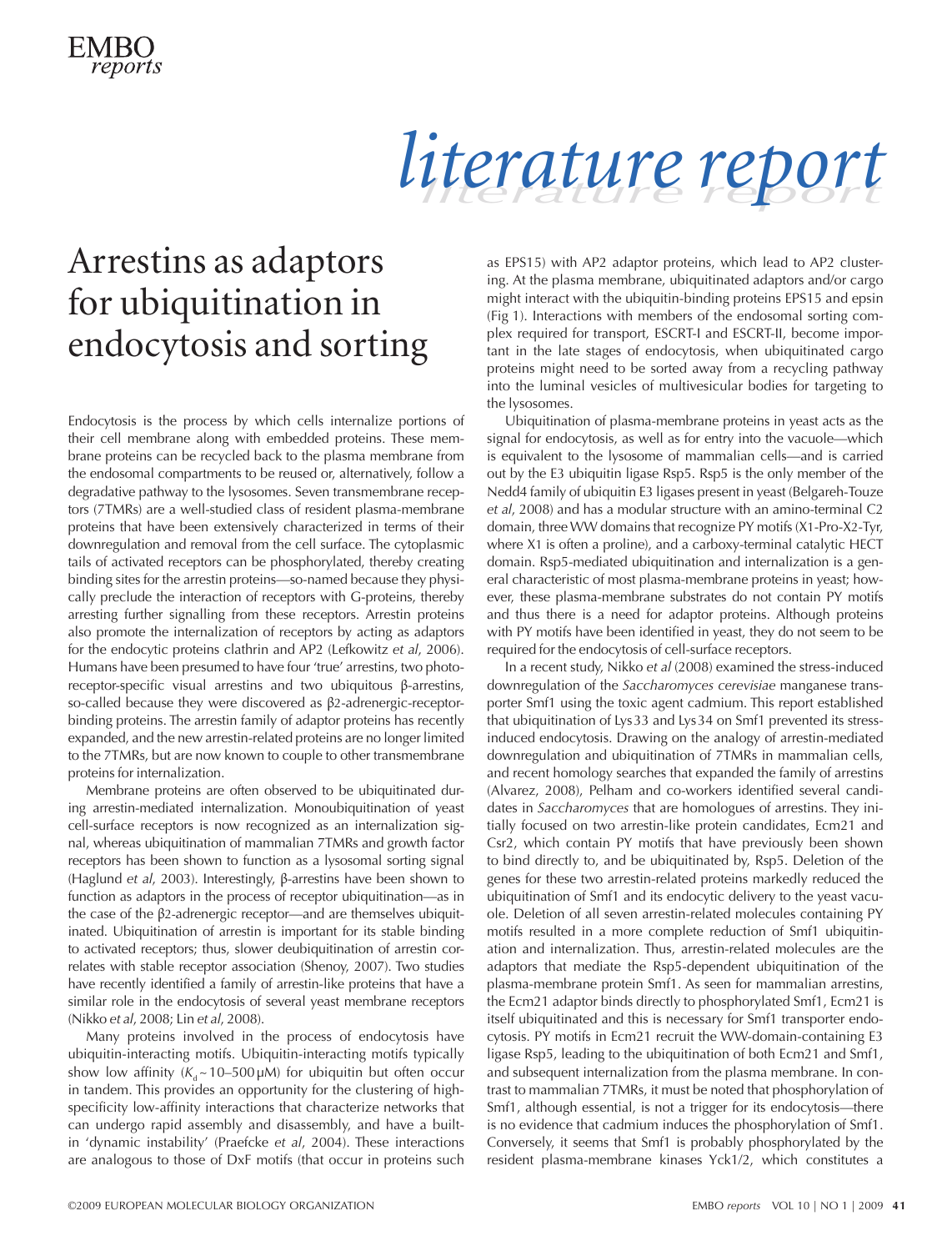# literature report

## Arrestins as adaptors for ubiquitination in endocytosis and sorting

Endocytosis is the process by which cells internalize portions of their cell membrane along with embedded proteins. These membrane proteins can be recycled back to the plasma membrane from the endosomal compartments to be reused or, alternatively, follow a degradative pathway to the lysosomes. Seven transmembrane receptors (7TMRs) are a well-studied class of resident plasma-membrane proteins that have been extensively characterized in terms of their downregulation and removal from the cell surface. The cytoplasmic tails of activated receptors can be phosphorylated, thereby creating binding sites for the arrestin proteins—so-named because they physically preclude the interaction of receptors with G-proteins, thereby arresting further signalling from these receptors. Arrestin proteins also promote the internalization of receptors by acting as adaptors for the endocytic proteins clathrin and AP2 (Lefkowitz *et al*, 2006). Humans have been presumed to have four 'true' arrestins, two photoreceptor-specific visual arrestins and two ubiquitous β-arrestins, so-called because they were discovered as β2-adrenergic-receptor-binding proteins. The arrestin family of adaptor proteins has recently expanded, and the new arrestin-related proteins are no longer limited to the 7TMRs, but are now known to couple to other transmembrane proteins for internalization.

Membrane proteins are often observed to be ubiquitinated during arrestin-mediated internalization. Monoubiquitination of yeast cell-surface receptors is now recognized as an internalization signal, whereas ubiquitination of mammalian 7TMRs and growth factor receptors has been shown to function as a lysosomal sorting signal (Haglund *et al*, 2003). Interestingly, β-arrestins have been shown to function as adaptors in the process of receptor ubiquitination—as in the case of the β2-adrenergic receptor—and are themselves ubiquitinated. Ubiquitination of arrestin is important for its stable binding to activated receptors; thus, slower deubiquitination of arrestin correlates with stable receptor association (Shenoy, 2007). Two studies have recently identified a family of arrestin-like proteins that have a similar role in the endocytosis of several yeast membrane receptors (Nikko *et al*, 2008; Lin *et al*, 2008).

Many proteins involved in the process of endocytosis have ubiquitin-interacting motifs. Ubiquitin-interacting motifs typically show low affinity ($K_d \sim 10$–$500\,\mu$M) for ubiquitin but often occur in tandem. This provides an opportunity for the clustering of high-specificity low-affinity interactions that characterize networks that can undergo rapid assembly and disassembly, and have a built-in 'dynamic instability' (Praefcke *et al*, 2004). These interactions are analogous to those of DxF motifs (that occur in proteins such as EPS15) with AP2 adaptor proteins, which lead to AP2 clustering. At the plasma membrane, ubiquitinated adaptors and/or cargo might interact with the ubiquitin-binding proteins EPS15 and epsin (Fig 1). Interactions with members of the endosomal sorting complex required for transport, ESCRT-I and ESCRT-II, become important in the late stages of endocytosis, when ubiquitinated cargo proteins might need to be sorted away from a recycling pathway into the luminal vesicles of multivesicular bodies for targeting to the lysosomes.

Ubiquitination of plasma-membrane proteins in yeast acts as the signal for endocytosis, as well as for entry into the vacuole—which is equivalent to the lysosome of mammalian cells—and is carried out by the E3 ubiquitin ligase Rsp5. Rsp5 is the only member of the Nedd4 family of ubiquitin E3 ligases present in yeast (Belgareh-Touze *et al*, 2008) and has a modular structure with an amino-terminal C2 domain, three WW domains that recognize PY motifs (X1-Pro-X2-Tyr, where X1 is often a proline), and a carboxy-terminal catalytic HECT domain. Rsp5-mediated ubiquitination and internalization is a general characteristic of most plasma-membrane proteins in yeast; however, these plasma-membrane substrates do not contain PY motifs and thus there is a need for adaptor proteins. Although proteins with PY motifs have been identified in yeast, they do not seem to be required for the endocytosis of cell-surface receptors.

In a recent study, Nikko *et al* (2008) examined the stress-induced downregulation of the *Saccharomyces cerevisiae* manganese transporter Smf1 using the toxic agent cadmium. This report established that ubiquitination of Lys 33 and Lys 34 on Smf1 prevented its stress-induced endocytosis. Drawing on the analogy of arrestin-mediated downregulation and ubiquitination of 7TMRs in mammalian cells, and recent homology searches that expanded the family of arrestins (Alvarez, 2008), Pelham and co-workers identified several candidates in *Saccharomyces* that are homologues of arrestins. They initially focused on two arrestin-like protein candidates, Ecm21 and Csr2, which contain PY motifs that have previously been shown to bind directly to, and be ubiquitinated by, Rsp5. Deletion of the genes for these two arrestin-related proteins markedly reduced the ubiquitination of Smf1 and its endocytic delivery to the yeast vacuole. Deletion of all seven arrestin-related molecules containing PY motifs resulted in a more complete reduction of Smf1 ubiquitination and internalization. Thus, arrestin-related molecules are the adaptors that mediate the Rsp5-dependent ubiquitination of the plasma-membrane protein Smf1. As seen for mammalian arrestins, the Ecm21 adaptor binds directly to phosphorylated Smf1, Ecm21 is itself ubiquitinated and this is necessary for Smf1 transporter endocytosis. PY motifs in Ecm21 recruit the WW-domain-containing E3 ligase Rsp5, leading to the ubiquitination of both Ecm21 and Smf1, and subsequent internalization from the plasma membrane. In contrast to mammalian 7TMRs, it must be noted that phosphorylation of Smf1, although essential, is not a trigger for its endocytosis—there is no evidence that cadmium induces the phosphorylation of Smf1. Conversely, it seems that Smf1 is probably phosphorylated by the resident plasma-membrane kinases Yck1/2, which constitutes a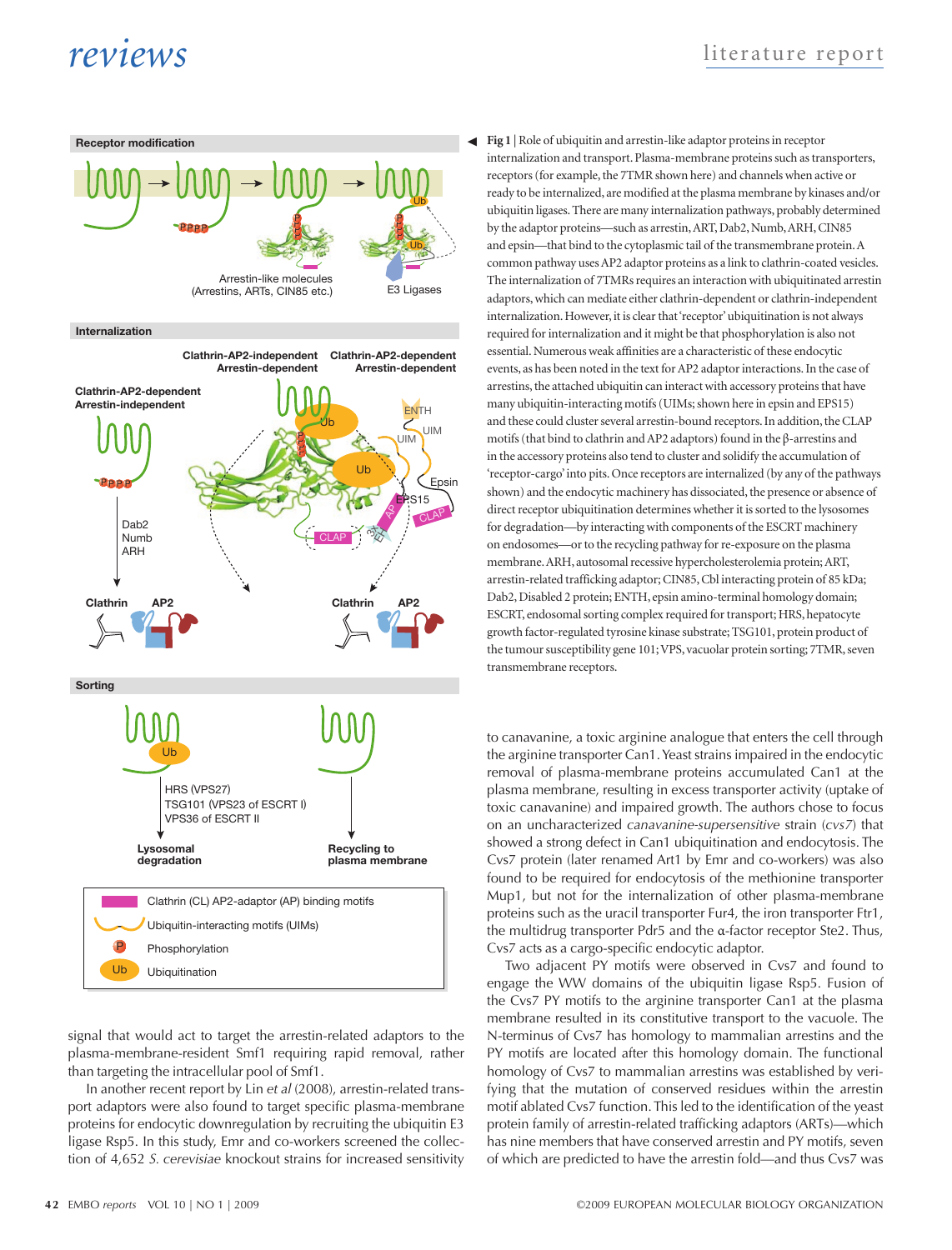**Fig 1** | Role of ubiquitin and arrestin-like adaptor proteins in receptor internalization and transport. Plasma-membrane proteins such as transporters, receptors (for example, the 7TMR shown here) and channels when active or ready to be internalized, are modified at the plasma membrane by kinases and/or ubiquitin ligases. There are many internalization pathways, probably determined by the adaptor proteins—such as arrestin, ART, Dab2, Numb, ARH, CIN85 and epsin—that bind to the cytoplasmic tail of the transmembrane protein. A common pathway uses AP2 adaptor proteins as a link to clathrin-coated vesicles. The internalization of 7TMRs requires an interaction with ubiquitinated arrestin adaptors, which can mediate either clathrin-dependent or clathrin-independent internalization. However, it is clear that 'receptor' ubiquitination is not always required for internalization and it might be that phosphorylation is also not essential. Numerous weak affinities are a characteristic of these endocytic events, as has been noted in the text for AP2 adaptor interactions. In the case of arrestins, the attached ubiquitin can interact with accessory proteins that have many ubiquitin-interacting motifs (UIMs; shown here in epsin and EPS15) and these could cluster several arrestin-bound receptors. In addition, the CLAP motifs (that bind to clathrin and AP2 adaptors) found in the β-arrestins and in the accessory proteins also tend to cluster and solidify the accumulation of 'receptor-cargo' into pits. Once receptors are internalized (by any of the pathways shown) and the endocytic machinery has dissociated, the presence or absence of direct receptor ubiquitination determines whether it is sorted to the lysosomes for degradation—by interacting with components of the ESCRT machinery on endosomes—or to the recycling pathway for re-exposure on the plasma membrane. ARH, autosomal recessive hypercholesterolemia protein; ART, arrestin-related trafficking adaptor; CIN85, Cbl interacting protein of 85 kDa; Dab2, Disabled 2 protein; ENTH, epsin amino-terminal homology domain; ESCRT, endosomal sorting complex required for transport; HRS, hepatocyte growth factor-regulated tyrosine kinase substrate; TSG101, protein product of the tumour susceptibility gene 101; VPS, vacuolar protein sorting; 7TMR, seven transmembrane receptors.

signal that would act to target the arrestin-related adaptors to the plasma-membrane-resident Smf1 requiring rapid removal, rather than targeting the intracellular pool of Smf1.

In another recent report by Lin *et al* (2008), arrestin-related transport adaptors were also found to target specific plasma-membrane proteins for endocytic downregulation by recruiting the ubiquitin E3 ligase Rsp5. In this study, Emr and co-workers screened the collection of 4,652 *S. cerevisiae* knockout strains for increased sensitivity to canavanine, a toxic arginine analogue that enters the cell through the arginine transporter Can1. Yeast strains impaired in the endocytic removal of plasma-membrane proteins accumulated Can1 at the plasma membrane, resulting in excess transporter activity (uptake of toxic canavanine) and impaired growth. The authors chose to focus on an uncharacterized *canavanine-supersensitive* strain (*cvs7*) that showed a sorting defect in Can1 ubiquitination and endocytosis. The Cvs7 protein (later renamed Art1 by Emr and co-workers) was also found to be required for endocytosis of the methionine transporter Mup1, but not for the internalization of other plasma-membrane proteins such as the uracil transporter Fur4, the iron transporter Ftr1, the multidrug transporter Pdr5 and the α-factor receptor Ste2. Thus, Cvs7 acts as a cargo-specific endocytic adaptor.

Two adjacent PY motifs were observed in Cvs7 and found to engage the WW domains of the ubiquitin ligase Rsp5. Fusion of the Cvs7 PY motifs to the arginine transporter Can1 at the plasma membrane resulted in its constitutive transport to the vacuole. The N-terminus of Cvs7 has homology to mammalian arrestins and the PY motifs are located after this homology domain. The functional homology of Cvs7 to mammalian arrestins was established by verifying that the mutation of conserved residues within the arrestin motif ablated Cvs7 function. This led to the identification of the yeast protein family of arrestin-related trafficking adaptors (ARTs)—which has nine members that have conserved arrestin and PY motifs, seven of which are predicted to have the arrestin fold—and thus Cvs7 was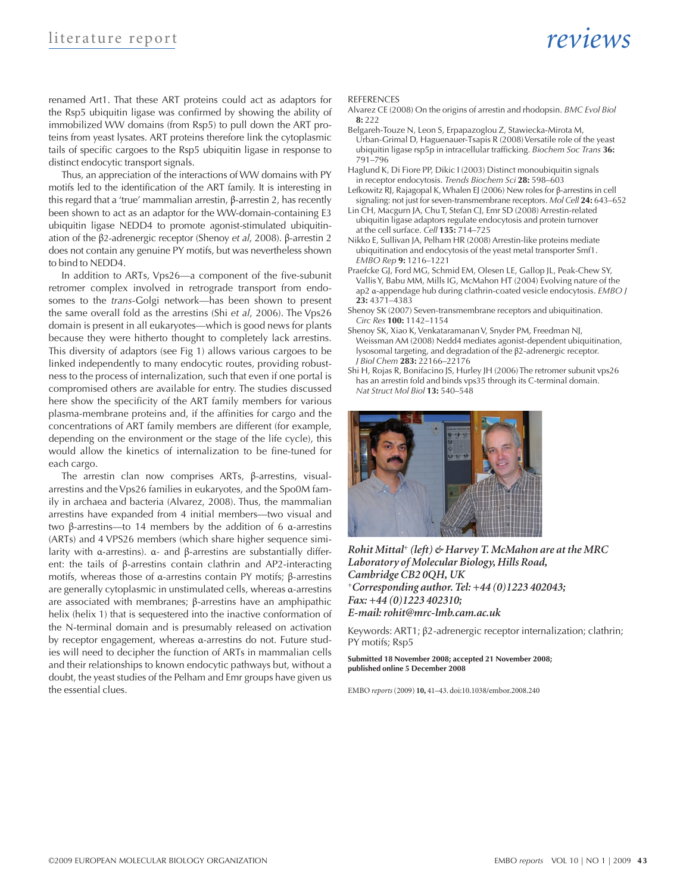renamed Art1. That these ART proteins could act as adaptors for the Rsp5 ubiquitin ligase was confirmed by showing the ability of immobilized WW domains (from Rsp5) to pull down the ART proteins from yeast lysates. ART proteins therefore link the cytoplasmic tails of specific cargoes to the Rsp5 ubiquitin ligase in response to distinct endocytic transport signals.

Thus, an appreciation of the interactions of WW domains with PY motifs led to the identification of the ART family. It is interesting in this regard that a 'true' mammalian arrestin, β-arrestin 2, has recently been shown to act as an adaptor for the WW-domain-containing E3 ubiquitin ligase NEDD4 to promote agonist-stimulated ubiquitination of the β2-adrenergic receptor (Shenoy *et al*, 2008). β-arrestin 2 does not contain any genuine PY motifs, but was nevertheless shown to bind to NEDD4.

In addition to ARTs, Vps26—a component of the five-subunit retromer complex involved in retrograde transport from endosomes to the *trans*-Golgi network—has been shown to present the same overall fold as the arrestins (Shi *et al*, 2006). The Vps26 domain is present in all eukaryotes—which is good news for plants because they were hitherto thought to completely lack arrestins. This diversity of adaptors (see Fig 1) allows various cargoes to be linked independently to many endocytic routes, providing robustness to the process of internalization, such that even if one portal is compromised others are available for entry. The studies discussed here show the specificity of the ART family members for various plasma-membrane proteins and, if the affinities for cargo and the concentrations of ART family members are different (for example, depending on the environment or the stage of the life cycle), this would allow the kinetics of internalization to be fine-tuned for each cargo.

The arrestin clan now comprises ARTs, β-arrestins, visual-arrestins and the Vps26 families in eukaryotes, and the Spo0M family in archaea and bacteria (Alvarez, 2008). Thus, the mammalian arrestins have expanded from 4 initial members—two visual and two β-arrestins—to 14 members by the addition of 6 α-arrestins (ARTs) and 4 VPS26 members (which share higher sequence similarity with α-arrestins). α- and β-arrestins are substantially different: the tails of β-arrestins contain clathrin and AP2-interacting motifs, whereas those of α-arrestins contain PY motifs; β-arrestins are generally cytoplasmic in unstimulated cells, whereas α-arrestins are associated with membranes; β-arrestins have an amphipathic helix (helix 1) that is sequestered into the inactive conformation of the N-terminal domain and is presumably released on activation by receptor engagement, whereas α-arrestins do not. Future studies will need to decipher the function of ARTs in mammalian cells and their relationships to known endocytic pathways but, without a doubt, the yeast studies of the Pelham and Emr groups have given us the essential clues.

REFERENCES

Alvarez CE (2008) On the origins of arrestin and rhodopsin. *BMC Evol Biol* **8:** 222

Belgareh-Touze N, Leon S, Erpapazoglou Z, Stawiecka-Mirota M, Urban-Grimal D, Haguenauer-Tsapis R (2008) Versatile role of the yeast ubiquitin ligase rsp5p in intracellular trafficking. *Biochem Soc Trans* **36:** 791–796

Haglund K, Di Fiore PP, Dikic I (2003) Distinct monoubiquitin signals in receptor endocytosis. *Trends Biochem Sci* **28:** 598–603

Lefkowitz RJ, Rajagopal K, Whalen EJ (2006) New roles for β-arrestins in cell signaling: not just for seven-transmembrane receptors. *Mol Cell* **24:** 643–652

Lin CH, Macgurn JA, Chu T, Stefan CJ, Emr SD (2008) Arrestin-related ubiquitin ligase adaptors regulate endocytosis and protein turnover at the cell surface. *Cell* **135:** 714–725

Nikko E, Sullivan JA, Pelham HR (2008) Arrestin-like proteins mediate ubiquitination and endocytosis of the yeast metal transporter Smf1. *EMBO Rep* **9:** 1216–1221

Praefcke GJ, Ford MG, Schmid EM, Olesen LE, Gallop JL, Peak-Chew SY, Vallis Y, Babu MM, Mills IG, McMahon HT (2004) Evolving nature of the ap2 α-appendage hub during clathrin-coated vesicle endocytosis. *EMBO J* **23:** 4371–4383

Shenoy SK (2007) Seven-transmembrane receptors and ubiquitination. *Circ Res* **100:** 1142–1154

Shenoy SK, Xiao K, Venkataramanan V, Snyder PM, Freedman NJ, Weissman AM (2008) Nedd4 mediates agonist-dependent ubiquitination, lysosomal targeting, and degradation of the β2-adrenergic receptor. *J Biol Chem* **283:** 22166–22176

Shi H, Rojas R, Bonifacino JS, Hurley JH (2006) The retromer subunit vps26 has an arrestin fold and binds vps35 through its C-terminal domain. *Nat Struct Mol Biol* **13:** 540–548

***Rohit Mittal[+] (left) & Harvey T. McMahon are at the MRC Laboratory of Molecular Biology, Hills Road, Cambridge CB2 0QH, UK***
***[+]Corresponding author. Tel: +44 (0)1223 402043; Fax: +44 (0)1223 402310; E-mail: rohit@mrc-lmb.cam.ac.uk***

Keywords: ART1; β2-adrenergic receptor internalization; clathrin; PY motifs; Rsp5

**Submitted 18 November 2008; accepted 21 November 2008; published online 5 December 2008**

EMBO *reports* (2009) **10,** 41–43. doi:10.1038/embor.2008.240